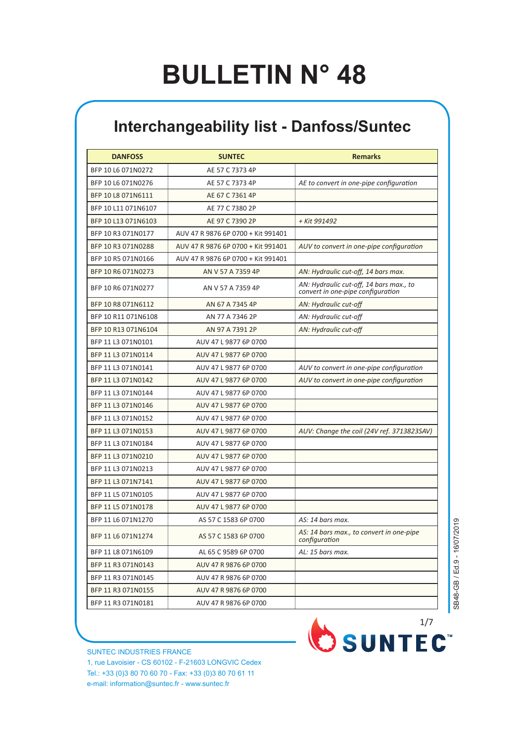# BULLETIN N° 48

## Interchangeability list - Danfoss/Suntec

| DANFOSS | SUNTEC | Remarks |
|---|---|---|
| BFP 10 L6 071N0272 | AE 57 C 7373 4P | |
| BFP 10 L6 071N0276 | AE 57 C 7373 4P | *AE to convert in one-pipe configuration* |
| BFP 10 L8 071N6111 | AE 67 C 7361 4P | |
| BFP 10 L11 071N6107 | AE 77 C 7380 2P | |
| BFP 10 L13 071N6103 | AE 97 C 7390 2P | *+ Kit 991492* |
| BFP 10 R3 071N0177 | AUV 47 R 9876 6P 0700 + Kit 991401 | |
| BFP 10 R3 071N0288 | AUV 47 R 9876 6P 0700 + Kit 991401 | *AUV to convert in one-pipe configuration* |
| BFP 10 R5 071N0166 | AUV 47 R 9876 6P 0700 + Kit 991401 | |
| BFP 10 R6 071N0273 | AN V 57 A 7359 4P | *AN: Hydraulic cut-off, 14 bars max.* |
| BFP 10 R6 071N0277 | AN V 57 A 7359 4P | *AN: Hydraulic cut-off, 14 bars max., to convert in one-pipe configuration* |
| BFP 10 R8 071N6112 | AN 67 A 7345 4P | *AN: Hydraulic cut-off* |
| BFP 10 R11 071N6108 | AN 77 A 7346 2P | *AN: Hydraulic cut-off* |
| BFP 10 R13 071N6104 | AN 97 A 7391 2P | *AN: Hydraulic cut-off* |
| BFP 11 L3 071N0101 | AUV 47 L 9877 6P 0700 | |
| BFP 11 L3 071N0114 | AUV 47 L 9877 6P 0700 | |
| BFP 11 L3 071N0141 | AUV 47 L 9877 6P 0700 | *AUV to convert in one-pipe configuration* |
| BFP 11 L3 071N0142 | AUV 47 L 9877 6P 0700 | *AUV to convert in one-pipe configuration* |
| BFP 11 L3 071N0144 | AUV 47 L 9877 6P 0700 | |
| BFP 11 L3 071N0146 | AUV 47 L 9877 6P 0700 | |
| BFP 11 L3 071N0152 | AUV 47 L 9877 6P 0700 | |
| BFP 11 L3 071N0153 | AUV 47 L 9877 6P 0700 | *AUV: Change the coil (24V ref. 3713823SAV)* |
| BFP 11 L3 071N0184 | AUV 47 L 9877 6P 0700 | |
| BFP 11 L3 071N0210 | AUV 47 L 9877 6P 0700 | |
| BFP 11 L3 071N0213 | AUV 47 L 9877 6P 0700 | |
| BFP 11 L3 071N7141 | AUV 47 L 9877 6P 0700 | |
| BFP 11 L5 071N0105 | AUV 47 L 9877 6P 0700 | |
| BFP 11 L5 071N0178 | AUV 47 L 9877 6P 0700 | |
| BFP 11 L6 071N1270 | AS 57 C 1583 6P 0700 | *AS: 14 bars max.* |
| BFP 11 L6 071N1274 | AS 57 C 1583 6P 0700 | *AS: 14 bars max., to convert in one-pipe configuration* |
| BFP 11 L8 071N6109 | AL 65 C 9589 6P 0700 | *AL: 15 bars max.* |
| BFP 11 R3 071N0143 | AUV 47 R 9876 6P 0700 | |
| BFP 11 R3 071N0145 | AUV 47 R 9876 6P 0700 | |
| BFP 11 R3 071N0155 | AUV 47 R 9876 6P 0700 | |
| BFP 11 R3 071N0181 | AUV 47 R 9876 6P 0700 | |

SB48-GB / Ed.9 - 16/07/2019

SUNTEC INDUSTRIES FRANCE
1, rue Lavoisier - CS 60102 - F-21603 LONGVIC Cedex
Tel.: +33 (0)3 80 70 60 70 - Fax: +33 (0)3 80 70 61 11
e-mail: information@suntec.fr - www.suntec.fr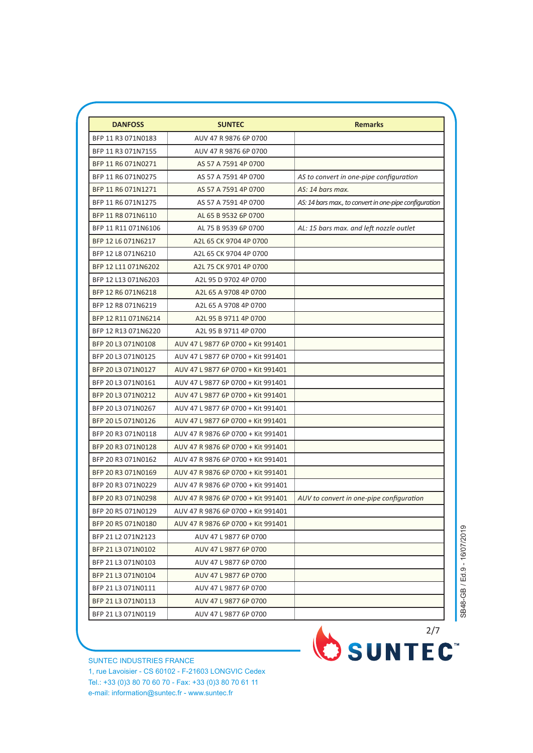| DANFOSS | SUNTEC | Remarks |
|---|---|---|
| BFP 11 R3 071N0183 | AUV 47 R 9876 6P 0700 | |
| BFP 11 R3 071N7155 | AUV 47 R 9876 6P 0700 | |
| BFP 11 R6 071N0271 | AS 57 A 7591 4P 0700 | |
| BFP 11 R6 071N0275 | AS 57 A 7591 4P 0700 | *AS to convert in one-pipe configuration* |
| BFP 11 R6 071N1271 | AS 57 A 7591 4P 0700 | *AS: 14 bars max.* |
| BFP 11 R6 071N1275 | AS 57 A 7591 4P 0700 | *AS: 14 bars max., to convert in one-pipe configuration* |
| BFP 11 R8 071N6110 | AL 65 B 9532 6P 0700 | |
| BFP 11 R11 071N6106 | AL 75 B 9539 6P 0700 | *AL: 15 bars max. and left nozzle outlet* |
| BFP 12 L6 071N6217 | A2L 65 CK 9704 4P 0700 | |
| BFP 12 L8 071N6210 | A2L 65 CK 9704 4P 0700 | |
| BFP 12 L11 071N6202 | A2L 75 CK 9701 4P 0700 | |
| BFP 12 L13 071N6203 | A2L 95 D 9702 4P 0700 | |
| BFP 12 R6 071N6218 | A2L 65 A 9708 4P 0700 | |
| BFP 12 R8 071N6219 | A2L 65 A 9708 4P 0700 | |
| BFP 12 R11 071N6214 | A2L 95 B 9711 4P 0700 | |
| BFP 12 R13 071N6220 | A2L 95 B 9711 4P 0700 | |
| BFP 20 L3 071N0108 | AUV 47 L 9877 6P 0700 + Kit 991401 | |
| BFP 20 L3 071N0125 | AUV 47 L 9877 6P 0700 + Kit 991401 | |
| BFP 20 L3 071N0127 | AUV 47 L 9877 6P 0700 + Kit 991401 | |
| BFP 20 L3 071N0161 | AUV 47 L 9877 6P 0700 + Kit 991401 | |
| BFP 20 L3 071N0212 | AUV 47 L 9877 6P 0700 + Kit 991401 | |
| BFP 20 L3 071N0267 | AUV 47 L 9877 6P 0700 + Kit 991401 | |
| BFP 20 L5 071N0126 | AUV 47 L 9877 6P 0700 + Kit 991401 | |
| BFP 20 R3 071N0118 | AUV 47 R 9876 6P 0700 + Kit 991401 | |
| BFP 20 R3 071N0128 | AUV 47 R 9876 6P 0700 + Kit 991401 | |
| BFP 20 R3 071N0162 | AUV 47 R 9876 6P 0700 + Kit 991401 | |
| BFP 20 R3 071N0169 | AUV 47 R 9876 6P 0700 + Kit 991401 | |
| BFP 20 R3 071N0229 | AUV 47 R 9876 6P 0700 + Kit 991401 | |
| BFP 20 R3 071N0298 | AUV 47 R 9876 6P 0700 + Kit 991401 | *AUV to convert in one-pipe configuration* |
| BFP 20 R5 071N0129 | AUV 47 R 9876 6P 0700 + Kit 991401 | |
| BFP 20 R5 071N0180 | AUV 47 R 9876 6P 0700 + Kit 991401 | |
| BFP 21 L2 071N2123 | AUV 47 L 9877 6P 0700 | |
| BFP 21 L3 071N0102 | AUV 47 L 9877 6P 0700 | |
| BFP 21 L3 071N0103 | AUV 47 L 9877 6P 0700 | |
| BFP 21 L3 071N0104 | AUV 47 L 9877 6P 0700 | |
| BFP 21 L3 071N0111 | AUV 47 L 9877 6P 0700 | |
| BFP 21 L3 071N0113 | AUV 47 L 9877 6P 0700 | |
| BFP 21 L3 071N0119 | AUV 47 L 9877 6P 0700 | |

SB48-GB / Ed.9 - 16/07/2019

SUNTEC INDUSTRIES FRANCE
1, rue Lavoisier - CS 60102 - F-21603 LONGVIC Cedex
Tel.: +33 (0)3 80 70 60 70 - Fax: +33 (0)3 80 70 61 11
e-mail: information@suntec.fr - www.suntec.fr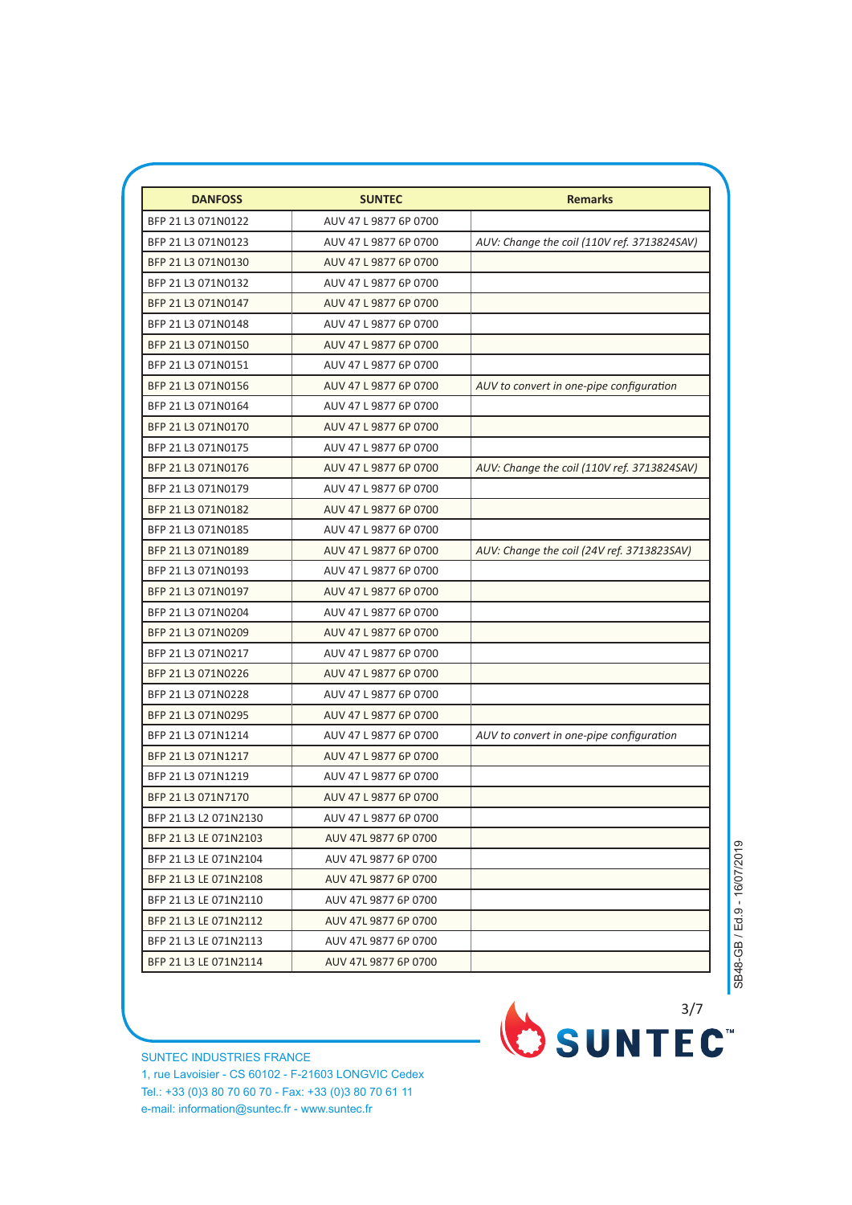| DANFOSS | SUNTEC | Remarks |
| --- | --- | --- |
| BFP 21 L3 071N0122 | AUV 47 L 9877 6P 0700 | |
| BFP 21 L3 071N0123 | AUV 47 L 9877 6P 0700 | *AUV: Change the coil (110V ref. 3713824SAV)* |
| BFP 21 L3 071N0130 | AUV 47 L 9877 6P 0700 | |
| BFP 21 L3 071N0132 | AUV 47 L 9877 6P 0700 | |
| BFP 21 L3 071N0147 | AUV 47 L 9877 6P 0700 | |
| BFP 21 L3 071N0148 | AUV 47 L 9877 6P 0700 | |
| BFP 21 L3 071N0150 | AUV 47 L 9877 6P 0700 | |
| BFP 21 L3 071N0151 | AUV 47 L 9877 6P 0700 | |
| BFP 21 L3 071N0156 | AUV 47 L 9877 6P 0700 | *AUV to convert in one-pipe configuration* |
| BFP 21 L3 071N0164 | AUV 47 L 9877 6P 0700 | |
| BFP 21 L3 071N0170 | AUV 47 L 9877 6P 0700 | |
| BFP 21 L3 071N0175 | AUV 47 L 9877 6P 0700 | |
| BFP 21 L3 071N0176 | AUV 47 L 9877 6P 0700 | *AUV: Change the coil (110V ref. 3713824SAV)* |
| BFP 21 L3 071N0179 | AUV 47 L 9877 6P 0700 | |
| BFP 21 L3 071N0182 | AUV 47 L 9877 6P 0700 | |
| BFP 21 L3 071N0185 | AUV 47 L 9877 6P 0700 | |
| BFP 21 L3 071N0189 | AUV 47 L 9877 6P 0700 | *AUV: Change the coil (24V ref. 3713823SAV)* |
| BFP 21 L3 071N0193 | AUV 47 L 9877 6P 0700 | |
| BFP 21 L3 071N0197 | AUV 47 L 9877 6P 0700 | |
| BFP 21 L3 071N0204 | AUV 47 L 9877 6P 0700 | |
| BFP 21 L3 071N0209 | AUV 47 L 9877 6P 0700 | |
| BFP 21 L3 071N0217 | AUV 47 L 9877 6P 0700 | |
| BFP 21 L3 071N0226 | AUV 47 L 9877 6P 0700 | |
| BFP 21 L3 071N0228 | AUV 47 L 9877 6P 0700 | |
| BFP 21 L3 071N0295 | AUV 47 L 9877 6P 0700 | |
| BFP 21 L3 071N1214 | AUV 47 L 9877 6P 0700 | *AUV to convert in one-pipe configuration* |
| BFP 21 L3 071N1217 | AUV 47 L 9877 6P 0700 | |
| BFP 21 L3 071N1219 | AUV 47 L 9877 6P 0700 | |
| BFP 21 L3 071N7170 | AUV 47 L 9877 6P 0700 | |
| BFP 21 L3 L2 071N2130 | AUV 47 L 9877 6P 0700 | |
| BFP 21 L3 LE 071N2103 | AUV 47L 9877 6P 0700 | |
| BFP 21 L3 LE 071N2104 | AUV 47L 9877 6P 0700 | |
| BFP 21 L3 LE 071N2108 | AUV 47L 9877 6P 0700 | |
| BFP 21 L3 LE 071N2110 | AUV 47L 9877 6P 0700 | |
| BFP 21 L3 LE 071N2112 | AUV 47L 9877 6P 0700 | |
| BFP 21 L3 LE 071N2113 | AUV 47L 9877 6P 0700 | |
| BFP 21 L3 LE 071N2114 | AUV 47L 9877 6P 0700 | |

SUNTEC INDUSTRIES FRANCE
1, rue Lavoisier - CS 60102 - F-21603 LONGVIC Cedex
Tel.: +33 (0)3 80 70 60 70 - Fax: +33 (0)3 80 70 61 11
e-mail: information@suntec.fr - www.suntec.fr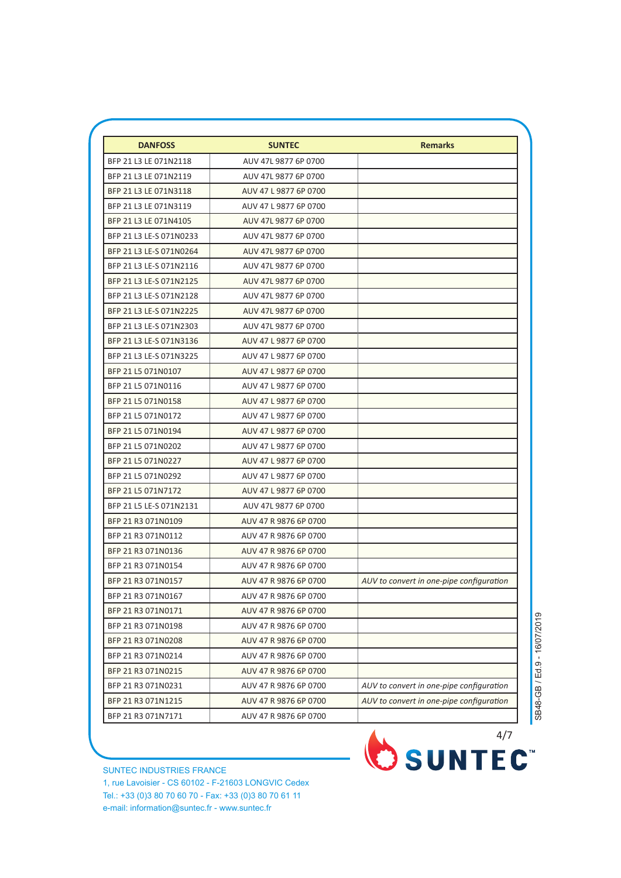| DANFOSS | SUNTEC | Remarks |
|---|---|---|
| BFP 21 L3 LE 071N2118 | AUV 47L 9877 6P 0700 | |
| BFP 21 L3 LE 071N2119 | AUV 47L 9877 6P 0700 | |
| BFP 21 L3 LE 071N3118 | AUV 47 L 9877 6P 0700 | |
| BFP 21 L3 LE 071N3119 | AUV 47 L 9877 6P 0700 | |
| BFP 21 L3 LE 071N4105 | AUV 47L 9877 6P 0700 | |
| BFP 21 L3 LE-S 071N0233 | AUV 47L 9877 6P 0700 | |
| BFP 21 L3 LE-S 071N0264 | AUV 47L 9877 6P 0700 | |
| BFP 21 L3 LE-S 071N2116 | AUV 47L 9877 6P 0700 | |
| BFP 21 L3 LE-S 071N2125 | AUV 47L 9877 6P 0700 | |
| BFP 21 L3 LE-S 071N2128 | AUV 47L 9877 6P 0700 | |
| BFP 21 L3 LE-S 071N2225 | AUV 47L 9877 6P 0700 | |
| BFP 21 L3 LE-S 071N2303 | AUV 47L 9877 6P 0700 | |
| BFP 21 L3 LE-S 071N3136 | AUV 47 L 9877 6P 0700 | |
| BFP 21 L3 LE-S 071N3225 | AUV 47 L 9877 6P 0700 | |
| BFP 21 L5 071N0107 | AUV 47 L 9877 6P 0700 | |
| BFP 21 L5 071N0116 | AUV 47 L 9877 6P 0700 | |
| BFP 21 L5 071N0158 | AUV 47 L 9877 6P 0700 | |
| BFP 21 L5 071N0172 | AUV 47 L 9877 6P 0700 | |
| BFP 21 L5 071N0194 | AUV 47 L 9877 6P 0700 | |
| BFP 21 L5 071N0202 | AUV 47 L 9877 6P 0700 | |
| BFP 21 L5 071N0227 | AUV 47 L 9877 6P 0700 | |
| BFP 21 L5 071N0292 | AUV 47 L 9877 6P 0700 | |
| BFP 21 L5 071N7172 | AUV 47 L 9877 6P 0700 | |
| BFP 21 L5 LE-S 071N2131 | AUV 47L 9877 6P 0700 | |
| BFP 21 R3 071N0109 | AUV 47 R 9876 6P 0700 | |
| BFP 21 R3 071N0112 | AUV 47 R 9876 6P 0700 | |
| BFP 21 R3 071N0136 | AUV 47 R 9876 6P 0700 | |
| BFP 21 R3 071N0154 | AUV 47 R 9876 6P 0700 | |
| BFP 21 R3 071N0157 | AUV 47 R 9876 6P 0700 | *AUV to convert in one-pipe configuration* |
| BFP 21 R3 071N0167 | AUV 47 R 9876 6P 0700 | |
| BFP 21 R3 071N0171 | AUV 47 R 9876 6P 0700 | |
| BFP 21 R3 071N0198 | AUV 47 R 9876 6P 0700 | |
| BFP 21 R3 071N0208 | AUV 47 R 9876 6P 0700 | |
| BFP 21 R3 071N0214 | AUV 47 R 9876 6P 0700 | |
| BFP 21 R3 071N0215 | AUV 47 R 9876 6P 0700 | |
| BFP 21 R3 071N0231 | AUV 47 R 9876 6P 0700 | *AUV to convert in one-pipe configuration* |
| BFP 21 R3 071N1215 | AUV 47 R 9876 6P 0700 | *AUV to convert in one-pipe configuration* |
| BFP 21 R3 071N7171 | AUV 47 R 9876 6P 0700 | |

SB48-GB / Ed.9 - 16/07/2019

SUNTEC INDUSTRIES FRANCE
1, rue Lavoisier - CS 60102 - F-21603 LONGVIC Cedex
Tel.: +33 (0)3 80 70 60 70 - Fax: +33 (0)3 80 70 61 11
e-mail: information@suntec.fr - www.suntec.fr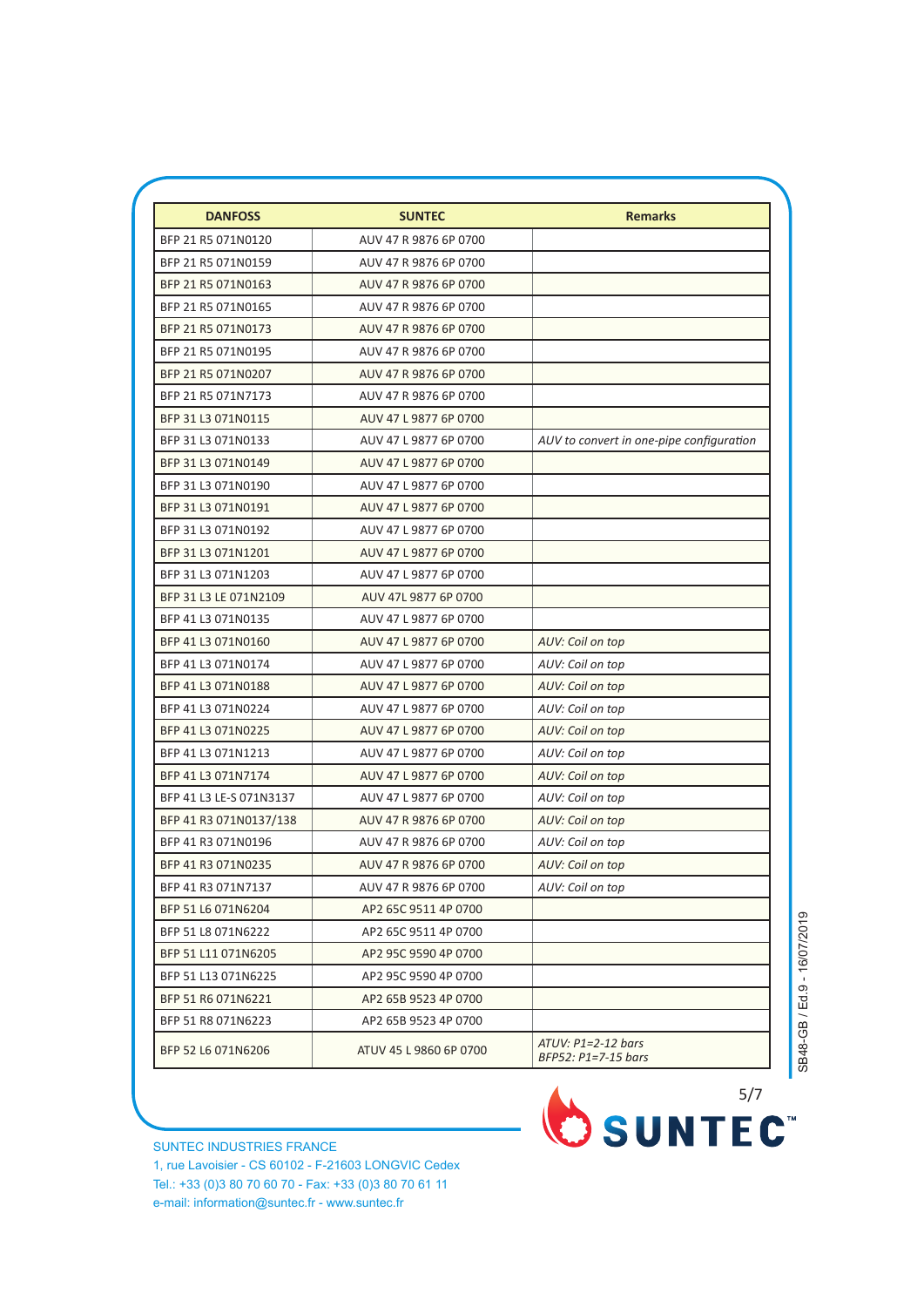| DANFOSS | SUNTEC | Remarks |
|---|---|---|
| BFP 21 R5 071N0120 | AUV 47 R 9876 6P 0700 | |
| BFP 21 R5 071N0159 | AUV 47 R 9876 6P 0700 | |
| BFP 21 R5 071N0163 | AUV 47 R 9876 6P 0700 | |
| BFP 21 R5 071N0165 | AUV 47 R 9876 6P 0700 | |
| BFP 21 R5 071N0173 | AUV 47 R 9876 6P 0700 | |
| BFP 21 R5 071N0195 | AUV 47 R 9876 6P 0700 | |
| BFP 21 R5 071N0207 | AUV 47 R 9876 6P 0700 | |
| BFP 21 R5 071N7173 | AUV 47 R 9876 6P 0700 | |
| BFP 31 L3 071N0115 | AUV 47 L 9877 6P 0700 | |
| BFP 31 L3 071N0133 | AUV 47 L 9877 6P 0700 | *AUV to convert in one-pipe configuration* |
| BFP 31 L3 071N0149 | AUV 47 L 9877 6P 0700 | |
| BFP 31 L3 071N0190 | AUV 47 L 9877 6P 0700 | |
| BFP 31 L3 071N0191 | AUV 47 L 9877 6P 0700 | |
| BFP 31 L3 071N0192 | AUV 47 L 9877 6P 0700 | |
| BFP 31 L3 071N1201 | AUV 47 L 9877 6P 0700 | |
| BFP 31 L3 071N1203 | AUV 47 L 9877 6P 0700 | |
| BFP 31 L3 LE 071N2109 | AUV 47L 9877 6P 0700 | |
| BFP 41 L3 071N0135 | AUV 47 L 9877 6P 0700 | |
| BFP 41 L3 071N0160 | AUV 47 L 9877 6P 0700 | *AUV: Coil on top* |
| BFP 41 L3 071N0174 | AUV 47 L 9877 6P 0700 | *AUV: Coil on top* |
| BFP 41 L3 071N0188 | AUV 47 L 9877 6P 0700 | *AUV: Coil on top* |
| BFP 41 L3 071N0224 | AUV 47 L 9877 6P 0700 | *AUV: Coil on top* |
| BFP 41 L3 071N0225 | AUV 47 L 9877 6P 0700 | *AUV: Coil on top* |
| BFP 41 L3 071N1213 | AUV 47 L 9877 6P 0700 | *AUV: Coil on top* |
| BFP 41 L3 071N7174 | AUV 47 L 9877 6P 0700 | *AUV: Coil on top* |
| BFP 41 L3 LE-S 071N3137 | AUV 47 L 9877 6P 0700 | *AUV: Coil on top* |
| BFP 41 R3 071N0137/138 | AUV 47 R 9876 6P 0700 | *AUV: Coil on top* |
| BFP 41 R3 071N0196 | AUV 47 R 9876 6P 0700 | *AUV: Coil on top* |
| BFP 41 R3 071N0235 | AUV 47 R 9876 6P 0700 | *AUV: Coil on top* |
| BFP 41 R3 071N7137 | AUV 47 R 9876 6P 0700 | *AUV: Coil on top* |
| BFP 51 L6 071N6204 | AP2 65C 9511 4P 0700 | |
| BFP 51 L8 071N6222 | AP2 65C 9511 4P 0700 | |
| BFP 51 L11 071N6205 | AP2 95C 9590 4P 0700 | |
| BFP 51 L13 071N6225 | AP2 95C 9590 4P 0700 | |
| BFP 51 R6 071N6221 | AP2 65B 9523 4P 0700 | |
| BFP 51 R8 071N6223 | AP2 65B 9523 4P 0700 | |
| BFP 52 L6 071N6206 | ATUV 45 L 9860 6P 0700 | *ATUV: P1=2-12 bars*<br>*BFP52: P1=7-15 bars* |

SB48-GB / Ed.9 - 16/07/2019

SUNTEC INDUSTRIES FRANCE
1, rue Lavoisier - CS 60102 - F-21603 LONGVIC Cedex
Tel.: +33 (0)3 80 70 60 70 - Fax: +33 (0)3 80 70 61 11
e-mail: information@suntec.fr - www.suntec.fr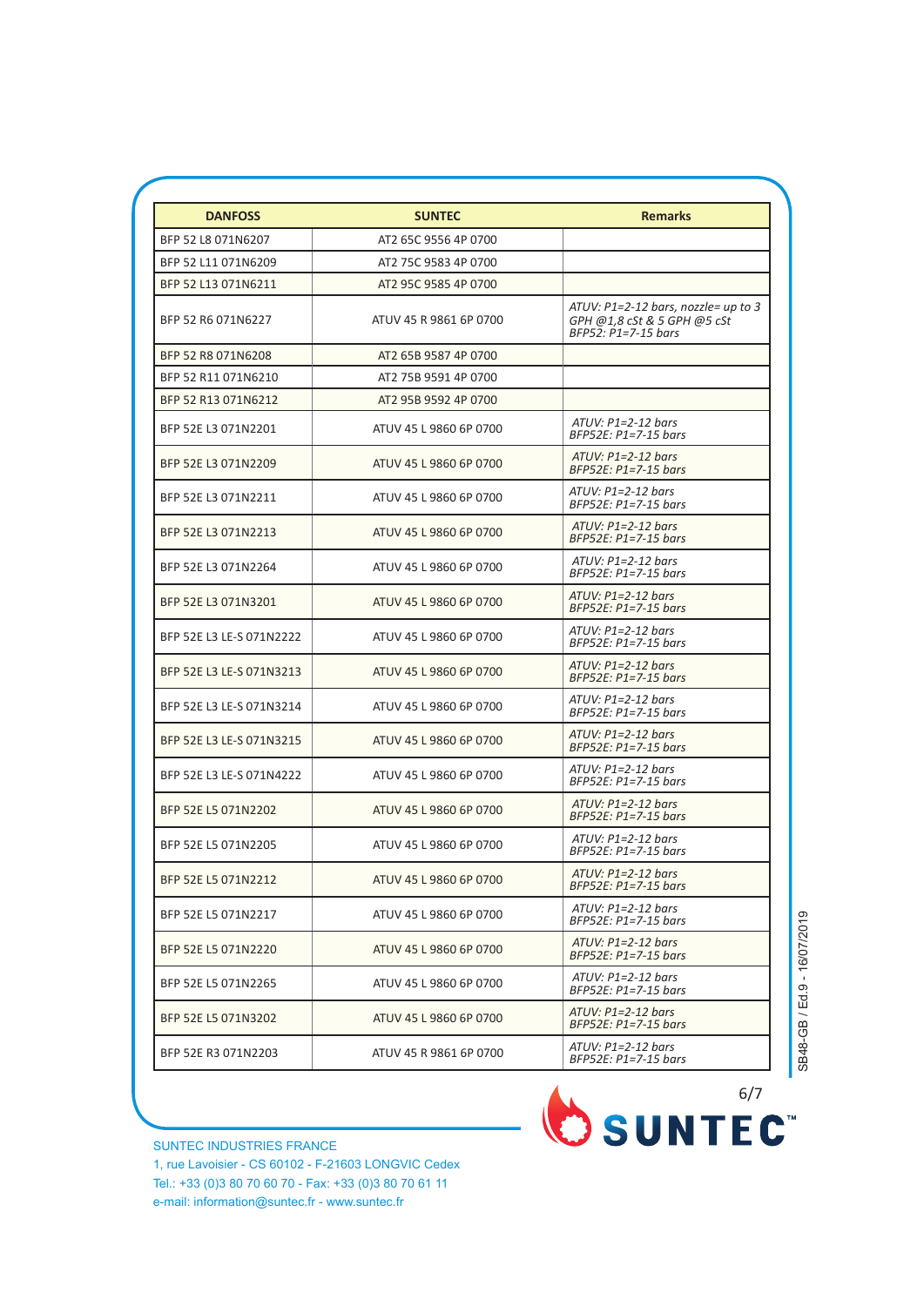| DANFOSS | SUNTEC | Remarks |
|---|---|---|
| BFP 52 L8 071N6207 | AT2 65C 9556 4P 0700 | |
| BFP 52 L11 071N6209 | AT2 75C 9583 4P 0700 | |
| BFP 52 L13 071N6211 | AT2 95C 9585 4P 0700 | |
| BFP 52 R6 071N6227 | ATUV 45 R 9861 6P 0700 | *ATUV: P1=2-12 bars, nozzle= up to 3 GPH @1,8 cSt & 5 GPH @5 cSt BFP52: P1=7-15 bars* |
| BFP 52 R8 071N6208 | AT2 65B 9587 4P 0700 | |
| BFP 52 R11 071N6210 | AT2 75B 9591 4P 0700 | |
| BFP 52 R13 071N6212 | AT2 95B 9592 4P 0700 | |
| BFP 52E L3 071N2201 | ATUV 45 L 9860 6P 0700 | *ATUV: P1=2-12 bars BFP52E: P1=7-15 bars* |
| BFP 52E L3 071N2209 | ATUV 45 L 9860 6P 0700 | *ATUV: P1=2-12 bars BFP52E: P1=7-15 bars* |
| BFP 52E L3 071N2211 | ATUV 45 L 9860 6P 0700 | *ATUV: P1=2-12 bars BFP52E: P1=7-15 bars* |
| BFP 52E L3 071N2213 | ATUV 45 L 9860 6P 0700 | *ATUV: P1=2-12 bars BFP52E: P1=7-15 bars* |
| BFP 52E L3 071N2264 | ATUV 45 L 9860 6P 0700 | *ATUV: P1=2-12 bars BFP52E: P1=7-15 bars* |
| BFP 52E L3 071N3201 | ATUV 45 L 9860 6P 0700 | *ATUV: P1=2-12 bars BFP52E: P1=7-15 bars* |
| BFP 52E L3 LE-S 071N2222 | ATUV 45 L 9860 6P 0700 | *ATUV: P1=2-12 bars BFP52E: P1=7-15 bars* |
| BFP 52E L3 LE-S 071N3213 | ATUV 45 L 9860 6P 0700 | *ATUV: P1=2-12 bars BFP52E: P1=7-15 bars* |
| BFP 52E L3 LE-S 071N3214 | ATUV 45 L 9860 6P 0700 | *ATUV: P1=2-12 bars BFP52E: P1=7-15 bars* |
| BFP 52E L3 LE-S 071N3215 | ATUV 45 L 9860 6P 0700 | *ATUV: P1=2-12 bars BFP52E: P1=7-15 bars* |
| BFP 52E L3 LE-S 071N4222 | ATUV 45 L 9860 6P 0700 | *ATUV: P1=2-12 bars BFP52E: P1=7-15 bars* |
| BFP 52E L5 071N2202 | ATUV 45 L 9860 6P 0700 | *ATUV: P1=2-12 bars BFP52E: P1=7-15 bars* |
| BFP 52E L5 071N2205 | ATUV 45 L 9860 6P 0700 | *ATUV: P1=2-12 bars BFP52E: P1=7-15 bars* |
| BFP 52E L5 071N2212 | ATUV 45 L 9860 6P 0700 | *ATUV: P1=2-12 bars BFP52E: P1=7-15 bars* |
| BFP 52E L5 071N2217 | ATUV 45 L 9860 6P 0700 | *ATUV: P1=2-12 bars BFP52E: P1=7-15 bars* |
| BFP 52E L5 071N2220 | ATUV 45 L 9860 6P 0700 | *ATUV: P1=2-12 bars BFP52E: P1=7-15 bars* |
| BFP 52E L5 071N2265 | ATUV 45 L 9860 6P 0700 | *ATUV: P1=2-12 bars BFP52E: P1=7-15 bars* |
| BFP 52E L5 071N3202 | ATUV 45 L 9860 6P 0700 | *ATUV: P1=2-12 bars BFP52E: P1=7-15 bars* |
| BFP 52E R3 071N2203 | ATUV 45 R 9861 6P 0700 | *ATUV: P1=2-12 bars BFP52E: P1=7-15 bars* |

SB48-GB / Ed.9 - 16/07/2019

SUNTEC INDUSTRIES FRANCE
1, rue Lavoisier - CS 60102 - F-21603 LONGVIC Cedex
Tel.: +33 (0)3 80 70 60 70 - Fax: +33 (0)3 80 70 61 11
e-mail: information@suntec.fr - www.suntec.fr

SUNTEC™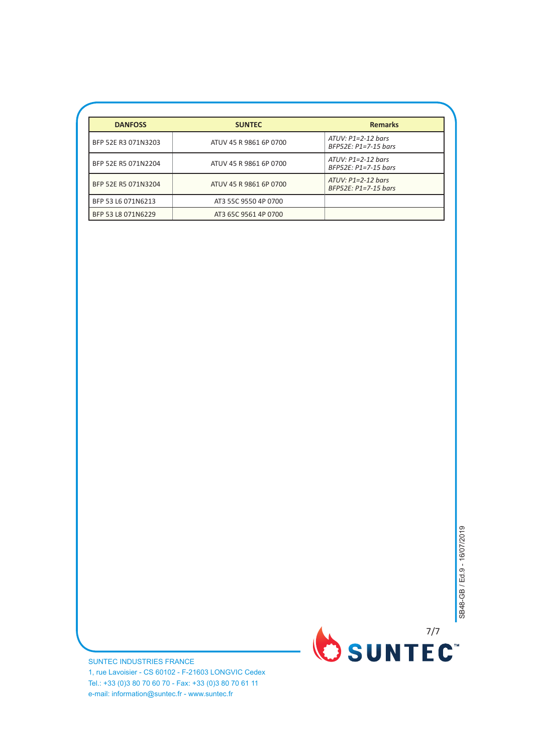| DANFOSS | SUNTEC | Remarks |
|---|---|---|
| BFP 52E R3 071N3203 | ATUV 45 R 9861 6P 0700 | *ATUV: P1=2-12 bars*<br>*BFP52E: P1=7-15 bars* |
| BFP 52E R5 071N2204 | ATUV 45 R 9861 6P 0700 | *ATUV: P1=2-12 bars*<br>*BFP52E: P1=7-15 bars* |
| BFP 52E R5 071N3204 | ATUV 45 R 9861 6P 0700 | *ATUV: P1=2-12 bars*<br>*BFP52E: P1=7-15 bars* |
| BFP 53 L6 071N6213 | AT3 55C 9550 4P 0700 | |
| BFP 53 L8 071N6229 | AT3 65C 9561 4P 0700 | |

SB48-GB / Ed.9 - 16/07/2019

SUNTEC INDUSTRIES FRANCE
1, rue Lavoisier - CS 60102 - F-21603 LONGVIC Cedex
Tel.: +33 (0)3 80 70 60 70 - Fax: +33 (0)3 80 70 61 11
e-mail: information@suntec.fr - www.suntec.fr

SUNTEC™